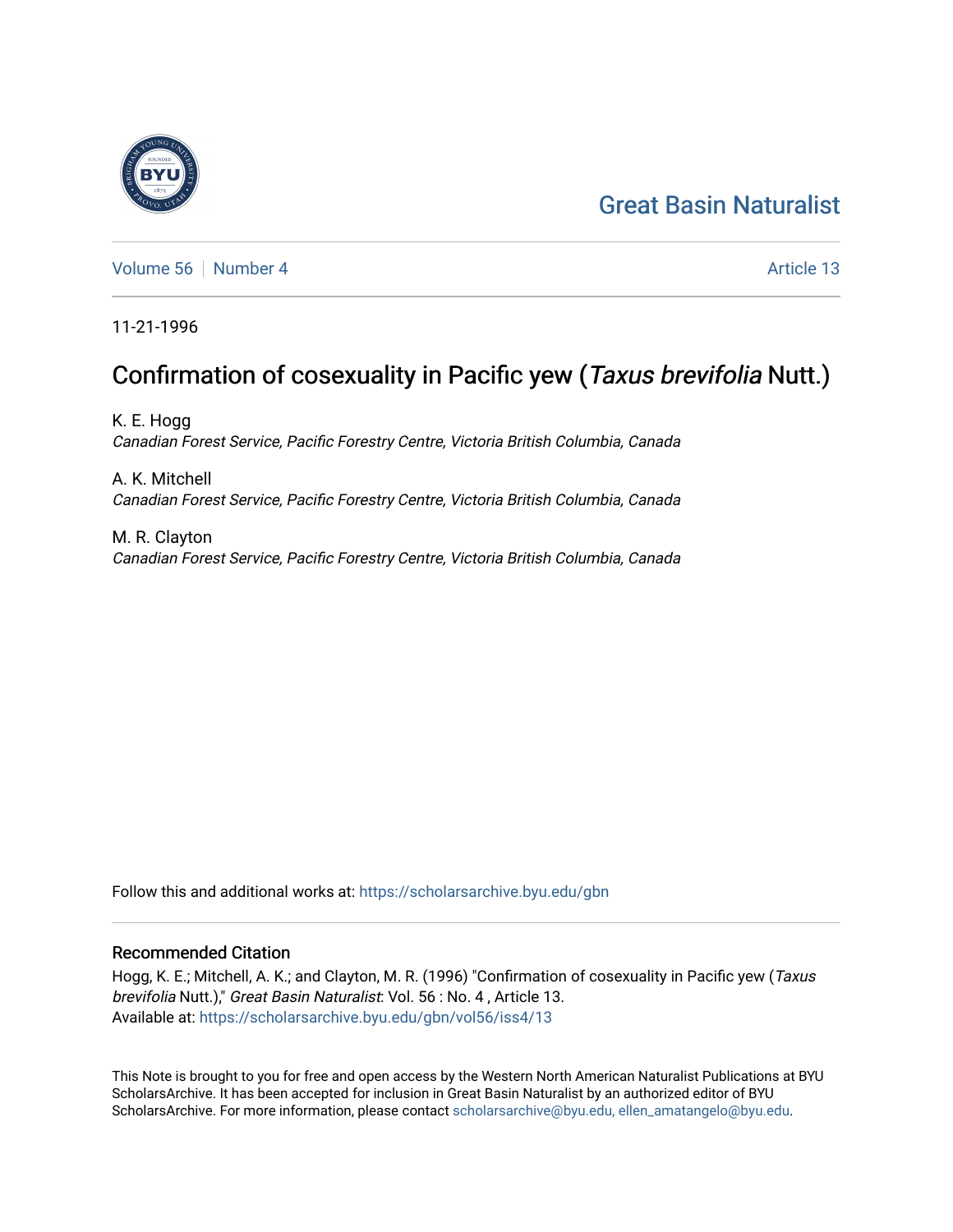[Great Basin Naturalist](https://scholarsarchive.byu.edu/gbn)

Volume 56 | Number 4 — Article 13

11-21-1996

# Confirmation of cosexuality in Pacific yew (*Taxus brevifolia* Nutt.)

K. E. Hogg
*Canadian Forest Service, Pacific Forestry Centre, Victoria British Columbia, Canada*

A. K. Mitchell
*Canadian Forest Service, Pacific Forestry Centre, Victoria British Columbia, Canada*

M. R. Clayton
*Canadian Forest Service, Pacific Forestry Centre, Victoria British Columbia, Canada*

Follow this and additional works at: https://scholarsarchive.byu.edu/gbn

## Recommended Citation

Hogg, K. E.; Mitchell, A. K.; and Clayton, M. R. (1996) "Confirmation of cosexuality in Pacific yew (*Taxus brevifolia* Nutt.)," *Great Basin Naturalist*: Vol. 56 : No. 4 , Article 13.
Available at: https://scholarsarchive.byu.edu/gbn/vol56/iss4/13

This Note is brought to you for free and open access by the Western North American Naturalist Publications at BYU ScholarsArchive. It has been accepted for inclusion in Great Basin Naturalist by an authorized editor of BYU ScholarsArchive. For more information, please contact scholarsarchive@byu.edu, ellen_amatangelo@byu.edu.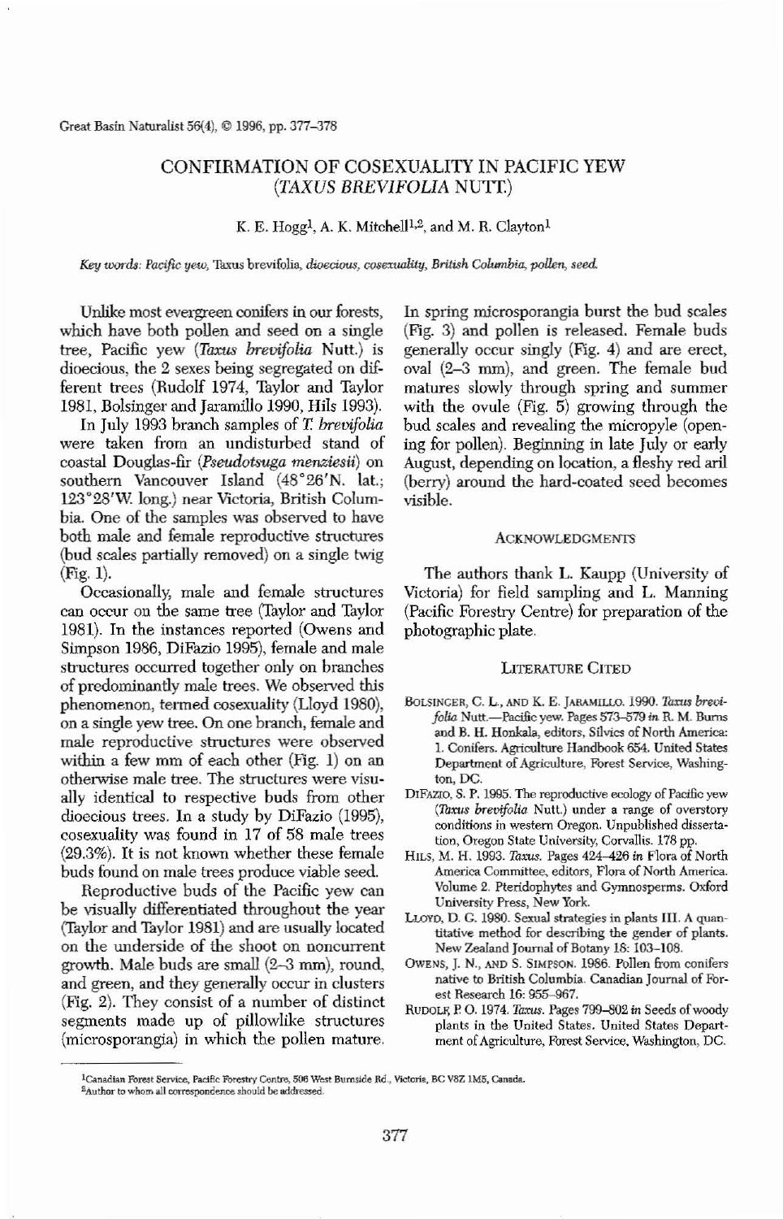# CONFIRMATION OF COSEXUALITY IN PACIFIC YEW (*TAXUS BREVIFOLIA* NUTT.)

K. E. Hogg[1], A. K. Mitchell[1,2], and M. R. Clayton[1]

*Key words: Pacific yew,* Taxus brevifolia, *dioecious, cosexuality, British Columbia, pollen, seed.*

Unlike most evergreen conifers in our forests, which have both pollen and seed on a single tree, Pacific yew (*Taxus brevifolia* Nutt.) is dioecious, the 2 sexes being segregated on different trees (Rudolf 1974, Taylor and Taylor 1981, Bolsinger and Jaramillo 1990, Hils 1993).

In July 1993 branch samples of *T. brevifolia* were taken from an undisturbed stand of coastal Douglas-fir (*Pseudotsuga menziesii*) on southern Vancouver Island (48°26′N. lat.; 123°28′W. long.) near Victoria, British Columbia. One of the samples was observed to have both male and female reproductive structures (bud scales partially removed) on a single twig (Fig. 1).

Occasionally, male and female structures can occur on the same tree (Taylor and Taylor 1981). In the instances reported (Owens and Simpson 1986, DiFazio 1995), female and male structures occurred together only on branches of predominantly male trees. We observed this phenomenon, termed cosexuality (Lloyd 1980), on a single yew tree. On one branch, female and male reproductive structures were observed within a few mm of each other (Fig. 1) on an otherwise male tree. The structures were visually identical to respective buds from other dioecious trees. In a study by DiFazio (1995), cosexuality was found in 17 of 58 male trees (29.3%). It is not known whether these female buds found on male trees produce viable seed.

Reproductive buds of the Pacific yew can be visually differentiated throughout the year (Taylor and Taylor 1981) and are usually located on the underside of the shoot on noncurrent growth. Male buds are small (2–3 mm), round, and green, and they generally occur in clusters (Fig. 2). They consist of a number of distinct segments made up of pillowlike structures (microsporangia) in which the pollen mature. In spring microsporangia burst the bud scales (Fig. 3) and pollen is released. Female buds generally occur singly (Fig. 4) and are erect, oval (2–3 mm), and green. The female bud matures slowly through spring and summer with the ovule (Fig. 5) growing through the bud scales and revealing the micropyle (opening for pollen). Beginning in late July or early August, depending on location, a fleshy red aril (berry) around the hard-coated seed becomes visible.

## ACKNOWLEDGMENTS

The authors thank L. Kaupp (University of Victoria) for field sampling and L. Manning (Pacific Forestry Centre) for preparation of the photographic plate.

## LITERATURE CITED

BOLSINGER, C. L., AND K. E. JARAMILLO. 1990. *Taxus brevifolia* Nutt.—Pacific yew. Pages 573–579 *in* R. M. Burns and B. H. Honkala, editors, Silvics of North America: 1. Conifers. Agriculture Handbook 654. United States Department of Agriculture, Forest Service, Washington, DC.

DIFAZIO, S. P. 1995. The reproductive ecology of Pacific yew (*Taxus brevifolia* Nutt.) under a range of overstory conditions in western Oregon. Unpublished dissertation, Oregon State University, Corvallis. 178 pp.

HILS, M. H. 1993. *Taxus*. Pages 424–426 *in* Flora of North America Committee, editors, Flora of North America. Volume 2. Pteridophytes and Gymnosperms. Oxford University Press, New York.

LLOYD, D. G. 1980. Sexual strategies in plants III. A quantitative method for describing the gender of plants. New Zealand Journal of Botany 18: 103–108.

OWENS, J. N., AND S. SIMPSON. 1986. Pollen from conifers native to British Columbia. Canadian Journal of Forest Research 16: 955–967.

RUDOLF, P. O. 1974. *Taxus*. Pages 799–802 *in* Seeds of woody plants in the United States. United States Department of Agriculture, Forest Service, Washington, DC.

[1]Canadian Forest Service, Pacific Forestry Centre, 506 West Burnside Rd., Victoria, BC V8Z 1M5, Canada.
[2]Author to whom all correspondence should be addressed.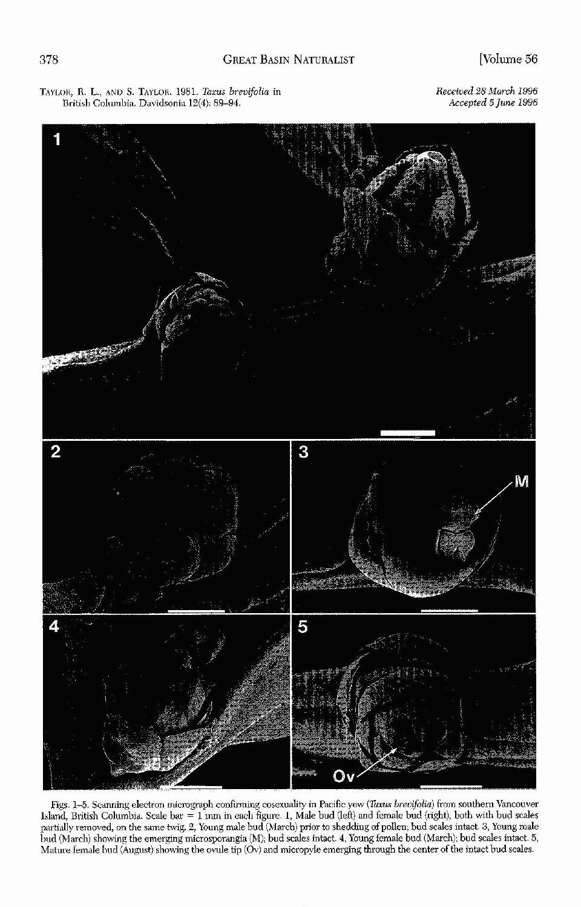TAYLOR, R. L., AND S. TAYLOR. 1981. *Taxus brevifolia* in British Columbia. Davidsonia 12(4): 89–94.

*Received 28 March 1996*
*Accepted 5 June 1996*

Figs. 1–5. Scanning electron micrograph confirming cosexuality in Pacific yew (*Taxus brevifolia*) from southern Vancouver Island, British Columbia. Scale bar = 1 mm in each figure. 1, Male bud (left) and female bud (right), both with bud scales partially removed, on the same twig. 2, Young male bud (March) prior to shedding of pollen; bud scales intact. 3, Young male bud (March) showing the emerging microsporangia (M); bud scales intact. 4, Young female bud (March); bud scales intact. 5, Mature female bud (August) showing the ovule tip (Ov) and micropyle emerging through the center of the intact bud scales.